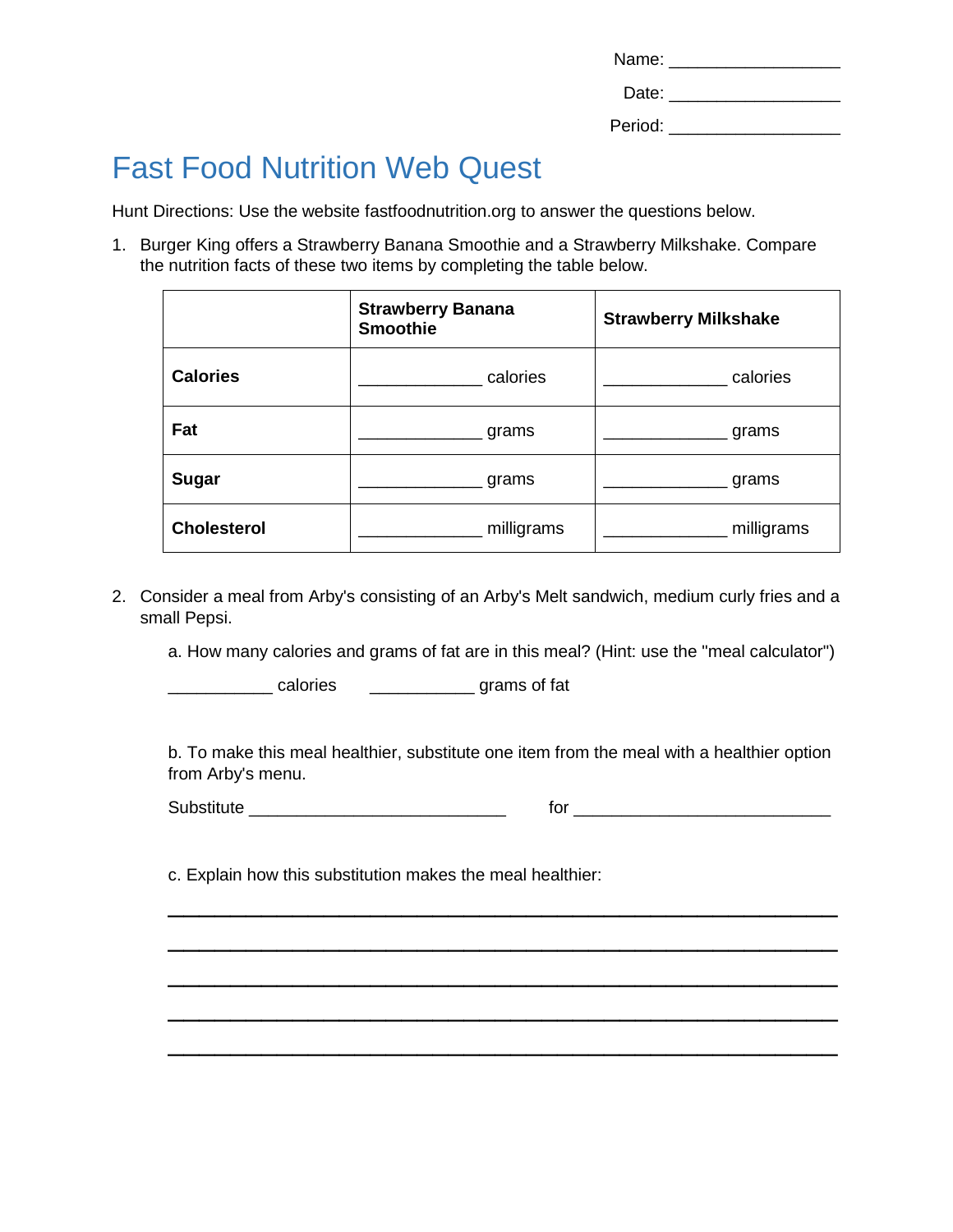Name: __________________

Date: __________________

Period: __________________

# Fast Food Nutrition Web Quest

Hunt Directions: Use the website fastfoodnutrition.org to answer the questions below.

1. Burger King offers a Strawberry Banana Smoothie and a Strawberry Milkshake. Compare the nutrition facts of these two items by completing the table below.

| | **Strawberry Banana Smoothie** | **Strawberry Milkshake** |
|---|---|---|
| **Calories** | _____________ calories | _____________ calories |
| **Fat** | _____________ grams | _____________ grams |
| **Sugar** | _____________ grams | _____________ grams |
| **Cholesterol** | _____________ milligrams | _____________ milligrams |

2. Consider a meal from Arby's consisting of an Arby's Melt sandwich, medium curly fries and a small Pepsi.

   a. How many calories and grams of fat are in this meal? (Hint: use the "meal calculator")

   ___________ calories ___________ grams of fat

   b. To make this meal healthier, substitute one item from the meal with a healthier option from Arby's menu.

   Substitute ____________________________ for ____________________________

   c. Explain how this substitution makes the meal healthier:

   ______________________________________________________________________

   ______________________________________________________________________

   ______________________________________________________________________

   ______________________________________________________________________

   ______________________________________________________________________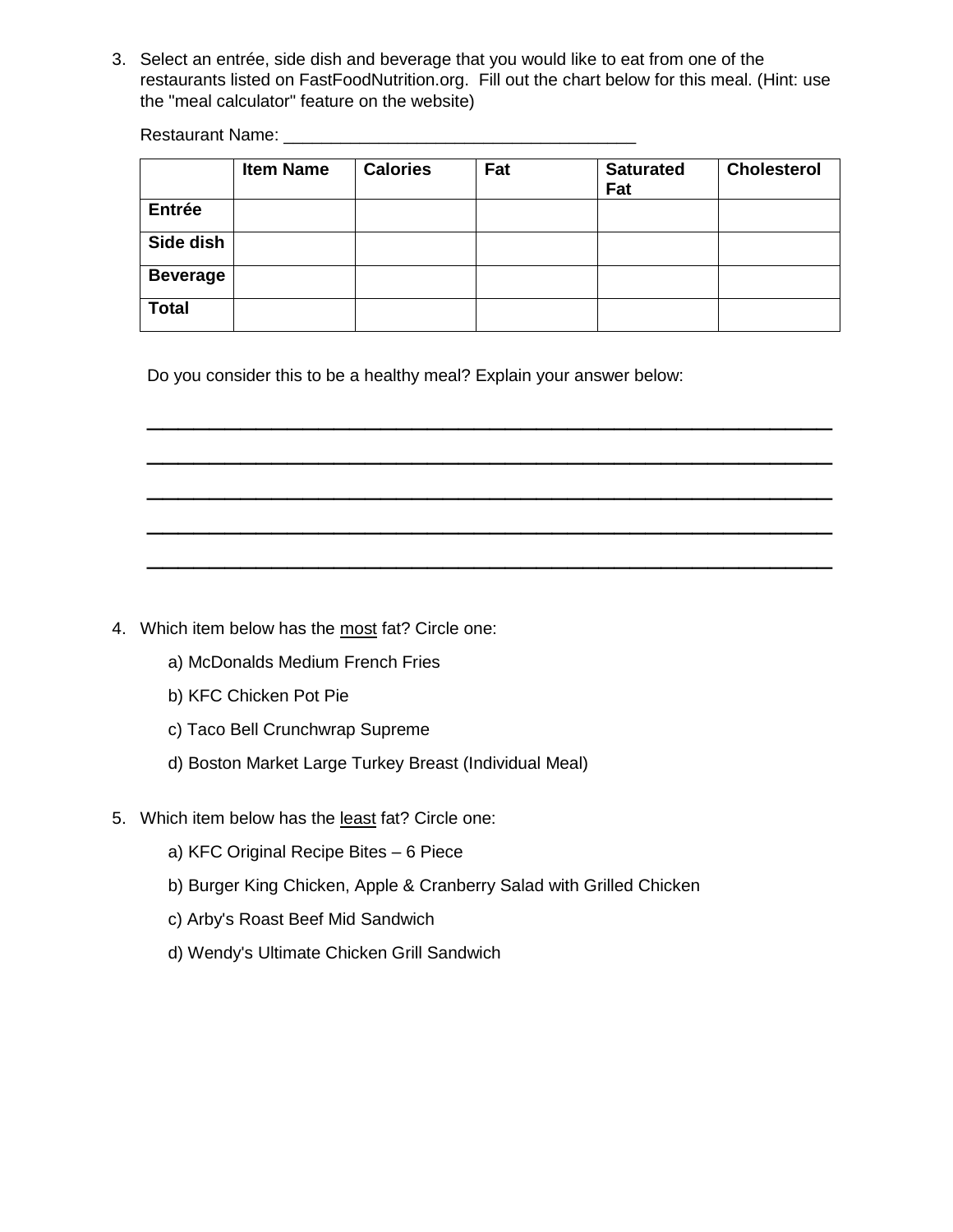3. Select an entrée, side dish and beverage that you would like to eat from one of the restaurants listed on FastFoodNutrition.org. Fill out the chart below for this meal. (Hint: use the "meal calculator" feature on the website)

   Restaurant Name: ____________________________________

| | Item Name | Calories | Fat | Saturated Fat | Cholesterol |
|---|---|---|---|---|---|
| **Entrée** | | | | | |
| **Side dish** | | | | | |
| **Beverage** | | | | | |
| **Total** | | | | | |

   Do you consider this to be a healthy meal? Explain your answer below:

   ______________________________________________________________________

   ______________________________________________________________________

   ______________________________________________________________________

   ______________________________________________________________________

   ______________________________________________________________________

4. Which item below has the <u>most</u> fat? Circle one:

   a) McDonalds Medium French Fries

   b) KFC Chicken Pot Pie

   c) Taco Bell Crunchwrap Supreme

   d) Boston Market Large Turkey Breast (Individual Meal)

5. Which item below has the <u>least</u> fat? Circle one:

   a) KFC Original Recipe Bites – 6 Piece

   b) Burger King Chicken, Apple & Cranberry Salad with Grilled Chicken

   c) Arby's Roast Beef Mid Sandwich

   d) Wendy's Ultimate Chicken Grill Sandwich